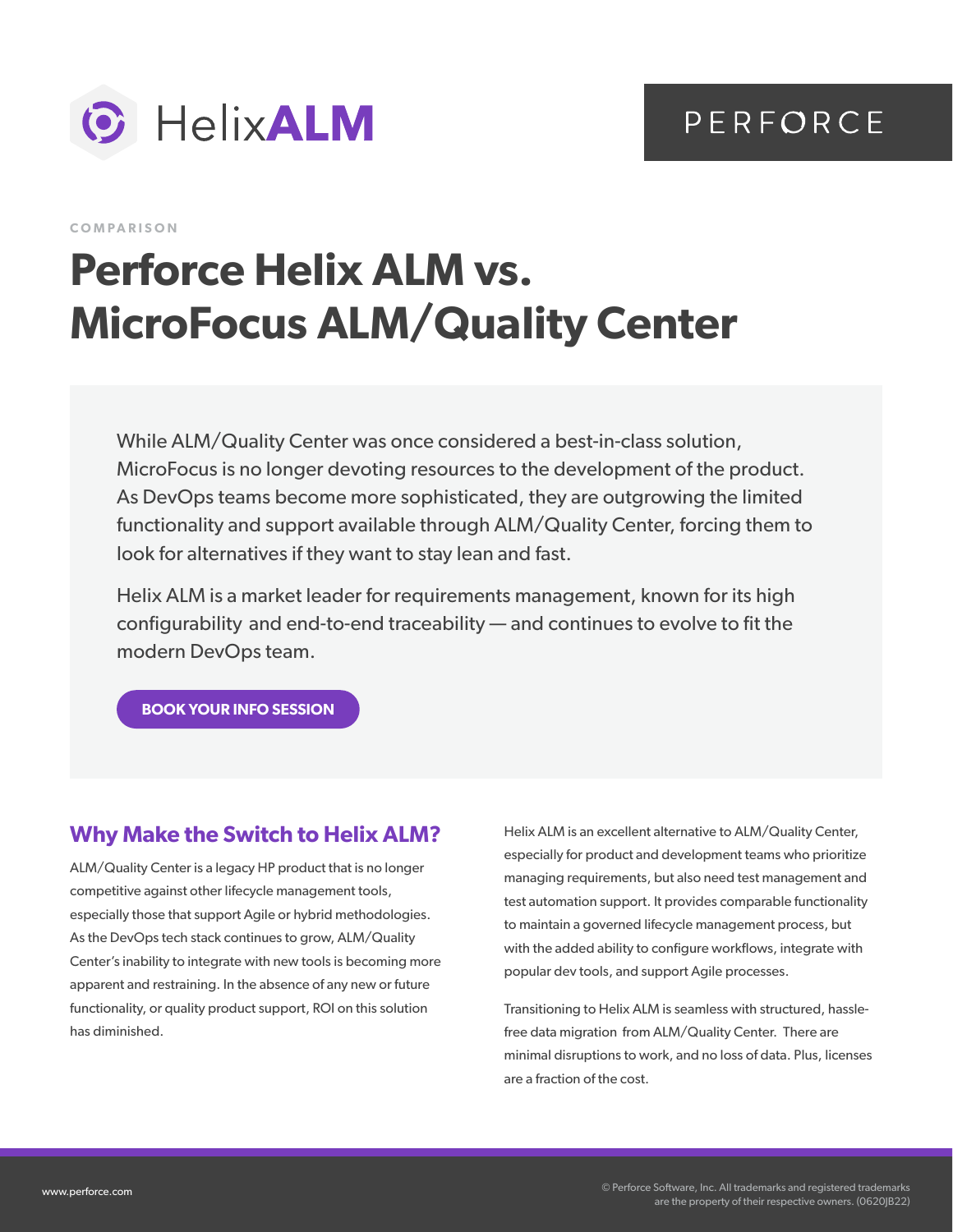HelixALM

PERFORCE

COMPARISON

# Perforce Helix ALM vs. MicroFocus ALM/Quality Center

While ALM/Quality Center was once considered a best-in-class solution, MicroFocus is no longer devoting resources to the development of the product. As DevOps teams become more sophisticated, they are outgrowing the limited functionality and support available through ALM/Quality Center, forcing them to look for alternatives if they want to stay lean and fast.

Helix ALM is a market leader for requirements management, known for its high configurability and end-to-end traceability — and continues to evolve to fit the modern DevOps team.

**BOOK YOUR INFO SESSION**

## Why Make the Switch to Helix ALM?

ALM/Quality Center is a legacy HP product that is no longer competitive against other lifecycle management tools, especially those that support Agile or hybrid methodologies. As the DevOps tech stack continues to grow, ALM/Quality Center's inability to integrate with new tools is becoming more apparent and restraining. In the absence of any new or future functionality, or quality product support, ROI on this solution has diminished.

Helix ALM is an excellent alternative to ALM/Quality Center, especially for product and development teams who prioritize managing requirements, but also need test management and test automation support. It provides comparable functionality to maintain a governed lifecycle management process, but with the added ability to configure workflows, integrate with popular dev tools, and support Agile processes.

Transitioning to Helix ALM is seamless with structured, hassle-free data migration from ALM/Quality Center. There are minimal disruptions to work, and no loss of data. Plus, licenses are a fraction of the cost.

www.perforce.com

© Perforce Software, Inc. All trademarks and registered trademarks are the property of their respective owners. (0620JB22)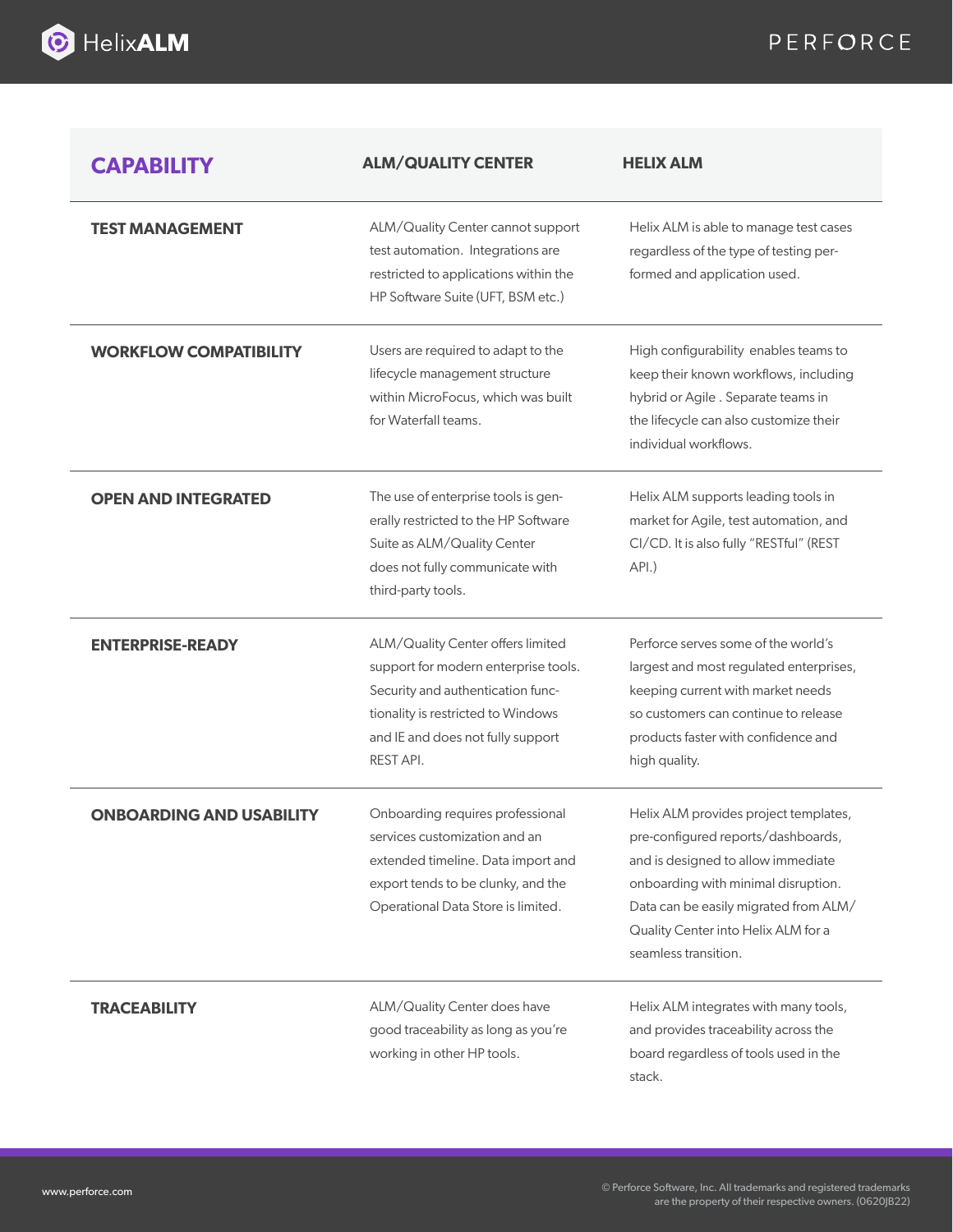| CAPABILITY | ALM/QUALITY CENTER | HELIX ALM |
|---|---|---|
| **TEST MANAGEMENT** | ALM/Quality Center cannot support test automation. Integrations are restricted to applications within the HP Software Suite (UFT, BSM etc.) | Helix ALM is able to manage test cases regardless of the type of testing performed and application used. |
| **WORKFLOW COMPATIBILITY** | Users are required to adapt to the lifecycle management structure within MicroFocus, which was built for Waterfall teams. | High configurability enables teams to keep their known workflows, including hybrid or Agile . Separate teams in the lifecycle can also customize their individual workflows. |
| **OPEN AND INTEGRATED** | The use of enterprise tools is generally restricted to the HP Software Suite as ALM/Quality Center does not fully communicate with third-party tools. | Helix ALM supports leading tools in market for Agile, test automation, and CI/CD. It is also fully "RESTful" (REST API.) |
| **ENTERPRISE-READY** | ALM/Quality Center offers limited support for modern enterprise tools. Security and authentication functionality is restricted to Windows and IE and does not fully support REST API. | Perforce serves some of the world's largest and most regulated enterprises, keeping current with market needs so customers can continue to release products faster with confidence and high quality. |
| **ONBOARDING AND USABILITY** | Onboarding requires professional services customization and an extended timeline. Data import and export tends to be clunky, and the Operational Data Store is limited. | Helix ALM provides project templates, pre-configured reports/dashboards, and is designed to allow immediate onboarding with minimal disruption. Data can be easily migrated from ALM/Quality Center into Helix ALM for a seamless transition. |
| **TRACEABILITY** | ALM/Quality Center does have good traceability as long as you're working in other HP tools. | Helix ALM integrates with many tools, and provides traceability across the board regardless of tools used in the stack. |

www.perforce.com

© Perforce Software, Inc. All trademarks and registered trademarks are the property of their respective owners. (0620JB22)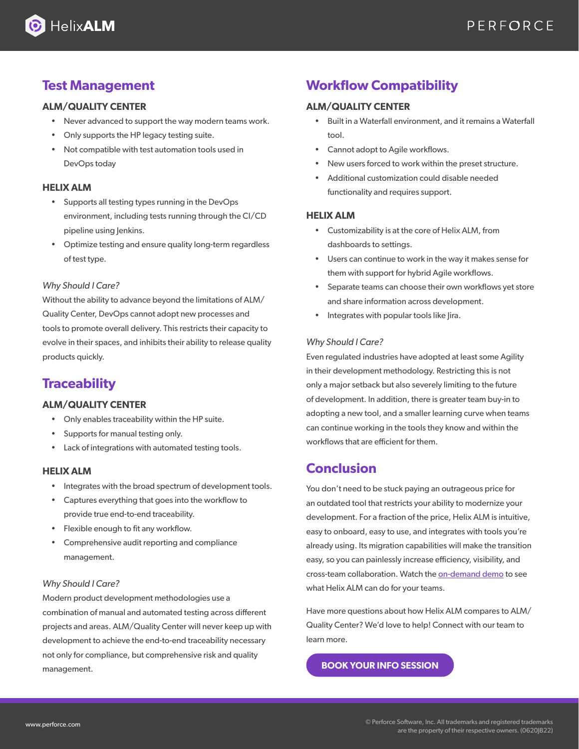## Test Management

### ALM/QUALITY CENTER

- Never advanced to support the way modern teams work.
- Only supports the HP legacy testing suite.
- Not compatible with test automation tools used in DevOps today

### HELIX ALM

- Supports all testing types running in the DevOps environment, including tests running through the CI/CD pipeline using Jenkins.
- Optimize testing and ensure quality long-term regardless of test type.

*Why Should I Care?*

Without the ability to advance beyond the limitations of ALM/Quality Center, DevOps cannot adopt new processes and tools to promote overall delivery. This restricts their capacity to evolve in their spaces, and inhibits their ability to release quality products quickly.

## Traceability

### ALM/QUALITY CENTER

- Only enables traceability within the HP suite.
- Supports for manual testing only.
- Lack of integrations with automated testing tools.

### HELIX ALM

- Integrates with the broad spectrum of development tools.
- Captures everything that goes into the workflow to provide true end-to-end traceability.
- Flexible enough to fit any workflow.
- Comprehensive audit reporting and compliance management.

*Why Should I Care?*

Modern product development methodologies use a combination of manual and automated testing across different projects and areas. ALM/Quality Center will never keep up with development to achieve the end-to-end traceability necessary not only for compliance, but comprehensive risk and quality management.

## Workflow Compatibility

### ALM/QUALITY CENTER

- Built in a Waterfall environment, and it remains a Waterfall tool.
- Cannot adopt to Agile workflows.
- New users forced to work within the preset structure.
- Additional customization could disable needed functionality and requires support.

### HELIX ALM

- Customizability is at the core of Helix ALM, from dashboards to settings.
- Users can continue to work in the way it makes sense for them with support for hybrid Agile workflows.
- Separate teams can choose their own workflows yet store and share information across development.
- Integrates with popular tools like Jira.

*Why Should I Care?*

Even regulated industries have adopted at least some Agility in their development methodology. Restricting this is not only a major setback but also severely limiting to the future of development. In addition, there is greater team buy-in to adopting a new tool, and a smaller learning curve when teams can continue working in the tools they know and within the workflows that are efficient for them.

## Conclusion

You don't need to be stuck paying an outrageous price for an outdated tool that restricts your ability to modernize your development. For a fraction of the price, Helix ALM is intuitive, easy to onboard, easy to use, and integrates with tools you're already using. Its migration capabilities will make the transition easy, so you can painlessly increase efficiency, visibility, and cross-team collaboration. Watch the on-demand demo to see what Helix ALM can do for your teams.

Have more questions about how Helix ALM compares to ALM/Quality Center? We'd love to help! Connect with our team to learn more.

**BOOK YOUR INFO SESSION**

www.perforce.com

© Perforce Software, Inc. All trademarks and registered trademarks are the property of their respective owners. (0620JB22)